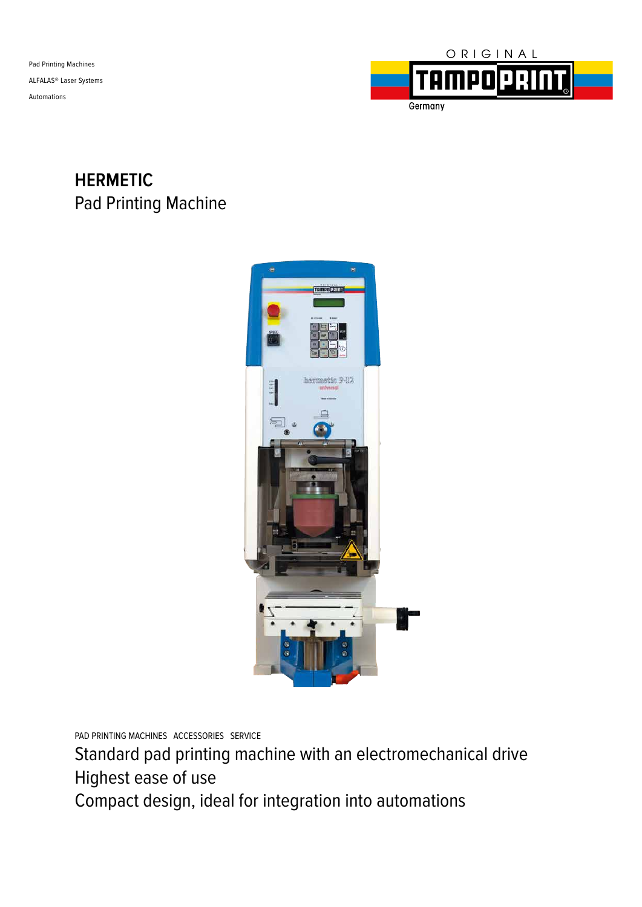Pad Printing Machines

ALFALAS® Laser Systems

Automations

ORIGINAL TAMPOPRINT Germany

# HERMETIC

## Pad Printing Machine

PAD PRINTING MACHINES ACCESSORIES SERVICE

Standard pad printing machine with an electromechanical drive

Highest ease of use

Compact design, ideal for integration into automations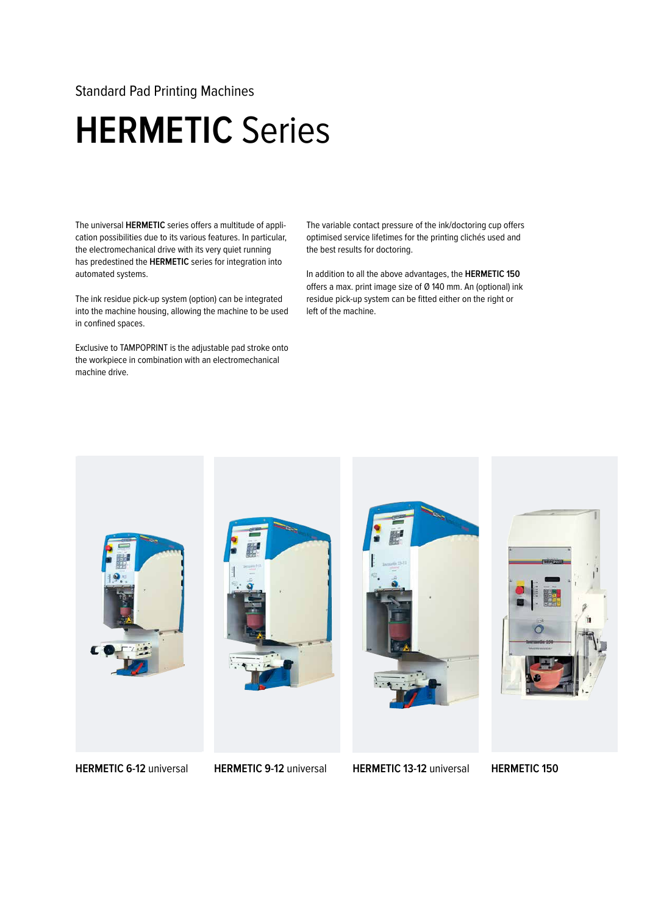Standard Pad Printing Machines

# **HERMETIC** Series

The universal **HERMETIC** series offers a multitude of application possibilities due to its various features. In particular, the electromechanical drive with its very quiet running has predestined the **HERMETIC** series for integration into automated systems.

The ink residue pick-up system (option) can be integrated into the machine housing, allowing the machine to be used in confined spaces.

Exclusive to TAMPOPRINT is the adjustable pad stroke onto the workpiece in combination with an electromechanical machine drive.

The variable contact pressure of the ink/doctoring cup offers optimised service lifetimes for the printing clichés used and the best results for doctoring.

In addition to all the above advantages, the **HERMETIC 150** offers a max. print image size of Ø 140 mm. An (optional) ink residue pick-up system can be fitted either on the right or left of the machine.

**HERMETIC 6-12** universal

**HERMETIC 9-12** universal

**HERMETIC 13-12** universal

**HERMETIC 150**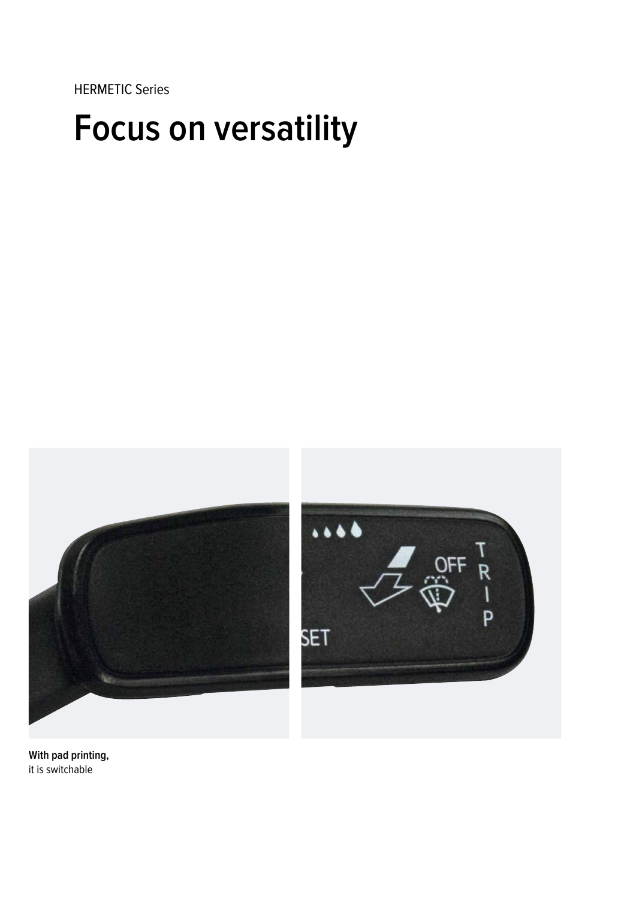HERMETIC Series

# Focus on versatility

**With pad printing,**
it is switchable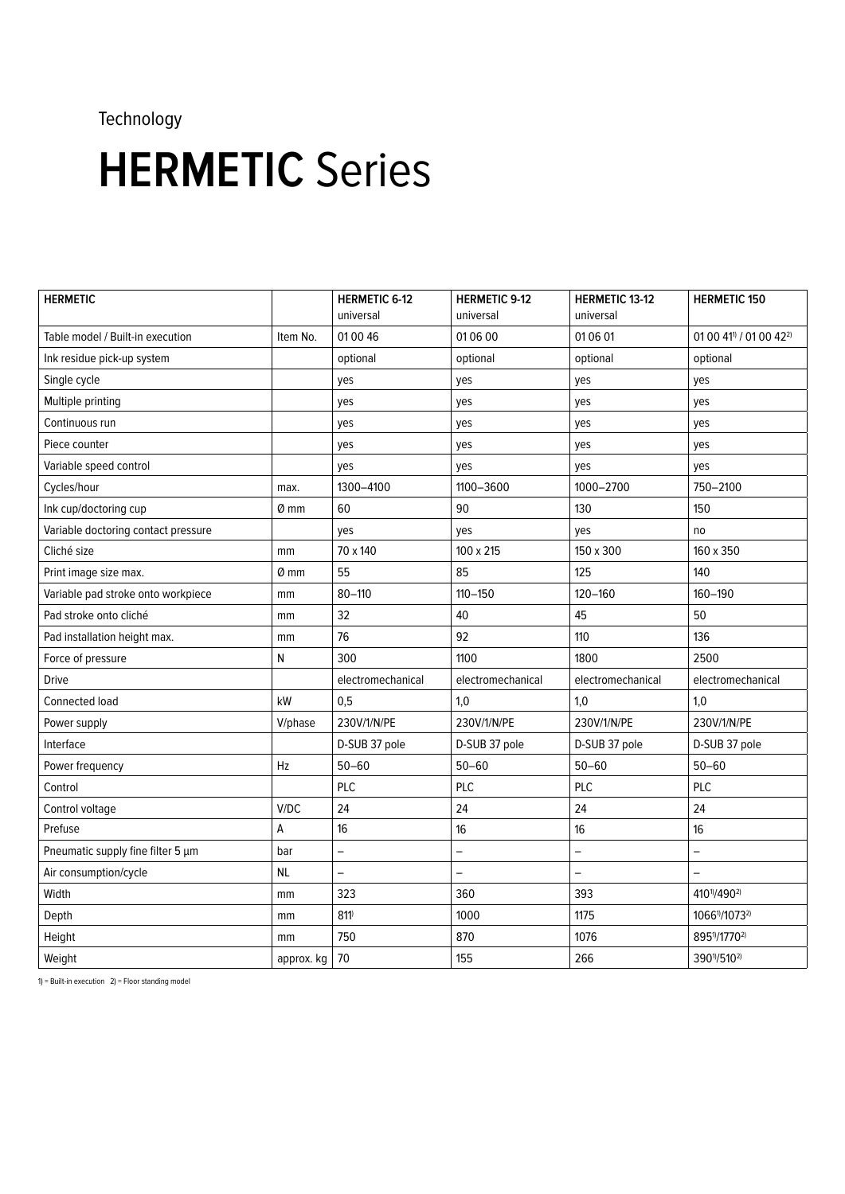Technology

# **HERMETIC** Series

| HERMETIC | | HERMETIC 6-12 universal | HERMETIC 9-12 universal | HERMETIC 13-12 universal | HERMETIC 150 |
|---|---|---|---|---|---|
| Table model / Built-in execution | Item No. | 01 00 46 | 01 06 00 | 01 06 01 | 01 00 41[1)] / 01 00 42[2)] |
| Ink residue pick-up system | | optional | optional | optional | optional |
| Single cycle | | yes | yes | yes | yes |
| Multiple printing | | yes | yes | yes | yes |
| Continuous run | | yes | yes | yes | yes |
| Piece counter | | yes | yes | yes | yes |
| Variable speed control | | yes | yes | yes | yes |
| Cycles/hour | max. | 1300–4100 | 1100–3600 | 1000–2700 | 750–2100 |
| Ink cup/doctoring cup | Ø mm | 60 | 90 | 130 | 150 |
| Variable doctoring contact pressure | | yes | yes | yes | no |
| Cliché size | mm | 70 x 140 | 100 x 215 | 150 x 300 | 160 x 350 |
| Print image size max. | Ø mm | 55 | 85 | 125 | 140 |
| Variable pad stroke onto workpiece | mm | 80–110 | 110–150 | 120–160 | 160–190 |
| Pad stroke onto cliché | mm | 32 | 40 | 45 | 50 |
| Pad installation height max. | mm | 76 | 92 | 110 | 136 |
| Force of pressure | N | 300 | 1100 | 1800 | 2500 |
| Drive | | electromechanical | electromechanical | electromechanical | electromechanical |
| Connected load | kW | 0,5 | 1,0 | 1,0 | 1,0 |
| Power supply | V/phase | 230V/1/N/PE | 230V/1/N/PE | 230V/1/N/PE | 230V/1/N/PE |
| Interface | | D-SUB 37 pole | D-SUB 37 pole | D-SUB 37 pole | D-SUB 37 pole |
| Power frequency | Hz | 50–60 | 50–60 | 50–60 | 50–60 |
| Control | | PLC | PLC | PLC | PLC |
| Control voltage | V/DC | 24 | 24 | 24 | 24 |
| Prefuse | A | 16 | 16 | 16 | 16 |
| Pneumatic supply fine filter 5 µm | bar | – | – | – | – |
| Air consumption/cycle | NL | – | – | – | – |
| Width | mm | 323 | 360 | 393 | 410[1)]/490[2)] |
| Depth | mm | 811[)] | 1000 | 1175 | 1066[1)]/1073[2)] |
| Height | mm | 750 | 870 | 1076 | 895[1)]/1770[2)] |
| Weight | approx. kg | 70 | 155 | 266 | 390[1)]/510[2)] |

1) = Built-in execution 2) = Floor standing model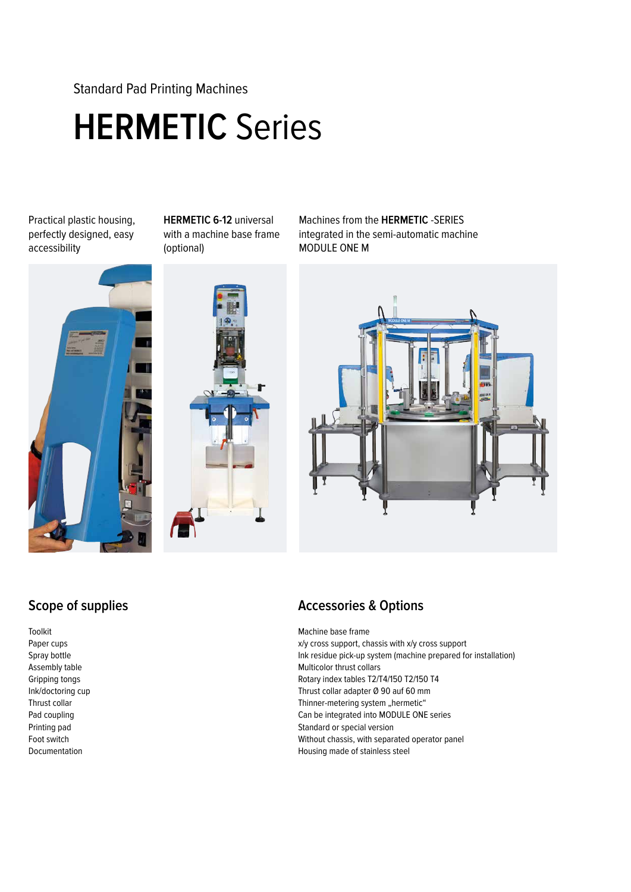Standard Pad Printing Machines

# **HERMETIC** Series

Practical plastic housing, perfectly designed, easy accessibility

**HERMETIC 6-12** universal with a machine base frame (optional)

Machines from the **HERMETIC** -SERIES integrated in the semi-automatic machine MODULE ONE M

## Scope of supplies

Toolkit
Paper cups
Spray bottle
Assembly table
Gripping tongs
Ink/doctoring cup
Thrust collar
Pad coupling
Printing pad
Foot switch
Documentation

## Accessories & Options

Machine base frame
x/y cross support, chassis with x/y cross support
Ink residue pick-up system (machine prepared for installation)
Multicolor thrust collars
Rotary index tables T2/T4/150 T2/150 T4
Thrust collar adapter Ø 90 auf 60 mm
Thinner-metering system „hermetic“
Can be integrated into MODULE ONE series
Standard or special version
Without chassis, with separated operator panel
Housing made of stainless steel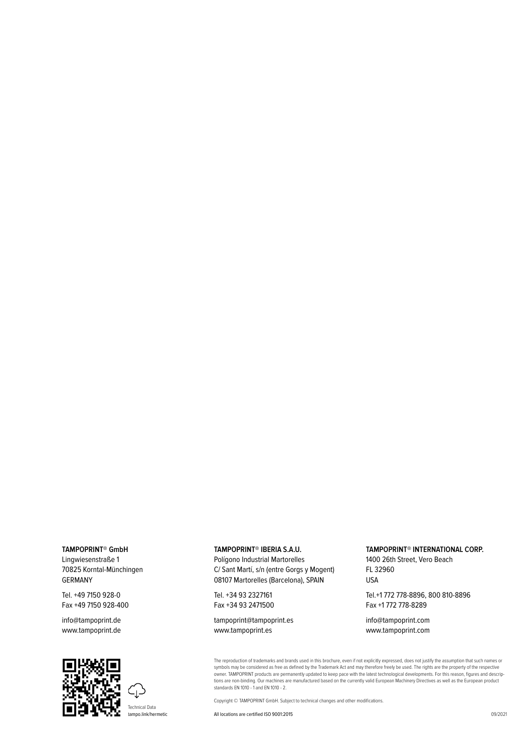**TAMPOPRINT® GmbH**
Lingwiesenstraße 1
70825 Korntal-Münchingen
GERMANY

Tel. +49 7150 928-0
Fax +49 7150 928-400

info@tampoprint.de
www.tampoprint.de

**TAMPOPRINT® IBERIA S.A.U.**
Polígono Industrial Martorelles
C/ Sant Martí, s/n (entre Gorgs y Mogent)
08107 Martorelles (Barcelona), SPAIN

Tel. +34 93 2327161
Fax +34 93 2471500

tampoprint@tampoprint.es
www.tampoprint.es

**TAMPOPRINT® INTERNATIONAL CORP.**
1400 26th Street, Vero Beach
FL 32960
USA

Tel.+1 772 778-8896, 800 810-8896
Fax +1 772 778-8289

info@tampoprint.com
www.tampoprint.com

Technical Data
tampo.link/hermetic

The reproduction of trademarks and brands used in this brochure, even if not explicitly expressed, does not justify the assumption that such names or symbols may be considered as free as defined by the Trademark Act and may therefore freely be used. The rights are the property of the respective owner. TAMPOPRINT products are permanently updated to keep pace with the latest technological developments. For this reason, figures and descriptions are non-binding. Our machines are manufactured based on the currently valid European Machinery Directives as well as the European product standards EN 1010 - 1 and EN 1010 - 2.

Copyright © TAMPOPRINT GmbH. Subject to technical changes and other modifications.

All locations are certified ISO 9001:2015

09/2021